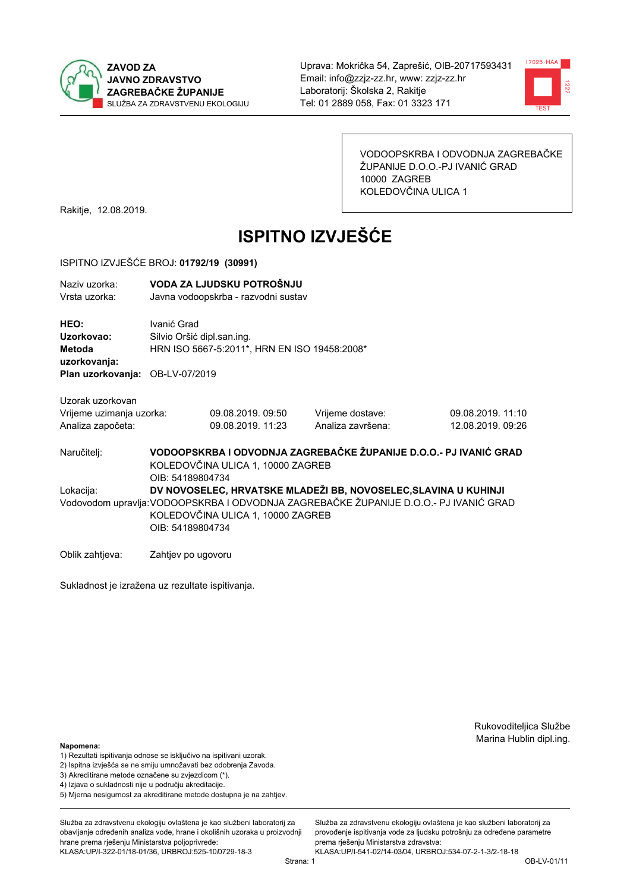ZAVOD ZA
JAVNO ZDRAVSTVO
ZAGREBAČKE ŽUPANIJE
SLUŽBA ZA ZDRAVSTVENU EKOLOGIJU

Uprava: Mokrička 54, Zaprešić, OIB-20717593431
Email: info@zzjz-zz.hr, www: zzjz-zz.hr
Laboratorij: Školska 2, Rakitje
Tel: 01 2889 058, Fax: 01 3323 171

VODOOPSKRBA I ODVODNJA ZAGREBAČKE ŽUPANIJE D.O.O.-PJ IVANIĆ GRAD
10000 ZAGREB
KOLEDOVČINA ULICA 1

Rakitje, 12.08.2019.

# ISPITNO IZVJEŠĆE

ISPITNO IZVJEŠĆE BROJ: **01792/19 (30991)**

Naziv uzorka: **VODA ZA LJUDSKU POTROŠNJU**
Vrsta uzorka: Javna vodoopskrba - razvodni sustav

**HEO:** Ivanić Grad
**Uzorkovao:** Silvio Oršić dipl.san.ing.
**Metoda uzorkovanja:** HRN ISO 5667-5:2011*, HRN EN ISO 19458:2008*
**Plan uzorkovanja:** OB-LV-07/2019

Uzorak uzorkovan

| | | | |
|---|---|---|---|
| Vrijeme uzimanja uzorka: | 09.08.2019. 09:50 | Vrijeme dostave: | 09.08.2019. 11:10 |
| Analiza započeta: | 09.08.2019. 11:23 | Analiza završena: | 12.08.2019. 09:26 |

Naručitelj: **VODOOPSKRBA I ODVODNJA ZAGREBAČKE ŽUPANIJE D.O.O.- PJ IVANIĆ GRAD**
KOLEDOVČINA ULICA 1, 10000 ZAGREB
OIB: 54189804734

Lokacija: **DV NOVOSELEC, HRVATSKE MLADEŽI BB, NOVOSELEC,SLAVINA U KUHINJI**

Vodovodom upravlja: VODOOPSKRBA I ODVODNJA ZAGREBAČKE ŽUPANIJE D.O.O.- PJ IVANIĆ GRAD
KOLEDOVČINA ULICA 1, 10000 ZAGREB
OIB: 54189804734

Oblik zahtjeva: Zahtjev po ugovoru

Sukladnost je izražena uz rezultate ispitivanja.

Rukovoditeljica Službe
Marina Hublin dipl.ing.

**Napomena:**
1) Rezultati ispitivanja odnose se isključivo na ispitivani uzorak.
2) Ispitna izvješća se ne smiju umnožavati bez odobrenja Zavoda.
3) Akreditirane metode označene su zvjezdicom (*).
4) Izjava o sukladnosti nije u području akreditacije.
5) Mjerna nesigurnost za akreditirane metode dostupna je na zahtjev.

Služba za zdravstvenu ekologiju ovlaštena je kao službeni laboratorij za obavljanje određenih analiza vode, hrane i okolišnih uzoraka u proizvodnji hrane prema rješenju Ministarstva poljoprivrede:
KLASA:UP/I-322-01/18-01/36, URBROJ:525-10/0729-18-3

Služba za zdravstvenu ekologiju ovlaštena je kao službeni laboratorij za provođenje ispitivanja vode za ljudsku potrošnju za određene parametre prema rješenju Ministarstva zdravstva:
KLASA:UP/I-541-02/14-03/04, URBROJ:534-07-2-1-3/2-18-18

OB-LV-01/11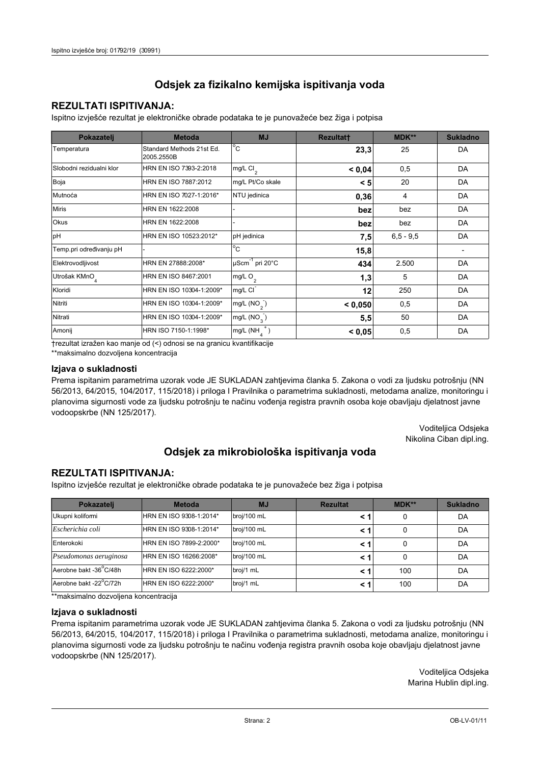## Odsjek za fizikalno kemijska ispitivanja voda

### REZULTATI ISPITIVANJA:

Ispitno izvješće rezultat je elektroničke obrade podataka te je punovažeće bez žiga i potpisa

| Pokazatelj | Metoda | MJ | Rezultat† | MDK** | Sukladno |
|---|---|---|---|---|---|
| Temperatura | Standard Methods 21st Ed. 2005.2550B | °C | **23,3** | 25 | DA |
| Slobodni rezidualni klor | HRN EN ISO 7393-2:2018 | mg/L $Cl_2$ | **< 0,04** | 0,5 | DA |
| Boja | HRN EN ISO 7887:2012 | mg/L Pt/Co skale | **< 5** | 20 | DA |
| Mutnoća | HRN EN ISO 7027-1:2016* | NTU jedinica | **0,36** | 4 | DA |
| Miris | HRN EN 1622:2008 | - | **bez** | bez | DA |
| Okus | HRN EN 1622:2008 | - | **bez** | bez | DA |
| pH | HRN EN ISO 10523:2012* | pH jedinica | **7,5** | 6,5 - 9,5 | DA |
| Temp.pri određivanju pH | - | °C | **15,8** | | - |
| Elektrovodljivost | HRN EN 27888:2008* | $\mu Scm^{-1}$ pri 20°C | **434** | 2.500 | DA |
| Utrošak $KMnO_4$ | HRN EN ISO 8467:2001 | mg/L $O_2$ | **1,3** | 5 | DA |
| Kloridi | HRN EN ISO 10304-1:2009* | mg/L $Cl^-$ | **12** | 250 | DA |
| Nitriti | HRN EN ISO 10304-1:2009* | mg/L ($NO_2^-$) | **< 0,050** | 0,5 | DA |
| Nitrati | HRN EN ISO 10304-1:2009* | mg/L ($NO_3^-$) | **5,5** | 50 | DA |
| Amonij | HRN ISO 7150-1:1998* | mg/L ($NH_4^+$) | **< 0,05** | 0,5 | DA |

†rezultat izražen kao manje od (<) odnosi se na granicu kvantifikacije

**maksimalno dozvoljena koncentracija

### Izjava o sukladnosti

Prema ispitanim parametrima uzorak vode JE SUKLADAN zahtjevima članka 5. Zakona o vodi za ljudsku potrošnju (NN 56/2013, 64/2015, 104/2017, 115/2018) i priloga I Pravilnika o parametrima sukladnosti, metodama analize, monitoringu i planovima sigurnosti vode za ljudsku potrošnju te načinu vođenja registra pravnih osoba koje obavljaju djelatnost javne vodoopskrbe (NN 125/2017).

Voditeljica Odsjeka
Nikolina Ciban dipl.ing.

## Odsjek za mikrobiološka ispitivanja voda

### REZULTATI ISPITIVANJA:

Ispitno izvješće rezultat je elektroničke obrade podataka te je punovažeće bez žiga i potpisa

| Pokazatelj | Metoda | MJ | Rezultat | MDK** | Sukladno |
|---|---|---|---|---|---|
| Ukupni koliformi | HRN EN ISO 9308-1:2014* | broj/100 mL | **< 1** | 0 | DA |
| *Escherichia coli* | HRN EN ISO 9308-1:2014* | broj/100 mL | **< 1** | 0 | DA |
| Enterokoki | HRN EN ISO 7899-2:2000* | broj/100 mL | **< 1** | 0 | DA |
| *Pseudomonas aeruginosa* | HRN EN ISO 16266:2008* | broj/100 mL | **< 1** | 0 | DA |
| Aerobne bakt -36°C/48h | HRN EN ISO 6222:2000* | broj/1 mL | **< 1** | 100 | DA |
| Aerobne bakt -22°C/72h | HRN EN ISO 6222:2000* | broj/1 mL | **< 1** | 100 | DA |

**maksimalno dozvoljena koncentracija

### Izjava o sukladnosti

Prema ispitanim parametrima uzorak vode JE SUKLADAN zahtjevima članka 5. Zakona o vodi za ljudsku potrošnju (NN 56/2013, 64/2015, 104/2017, 115/2018) i priloga I Pravilnika o parametrima sukladnosti, metodama analize, monitoringu i planovima sigurnosti vode za ljudsku potrošnju te načinu vođenja registra pravnih osoba koje obavljaju djelatnost javne vodoopskrbe (NN 125/2017).

Voditeljica Odsjeka
Marina Hublin dipl.ing.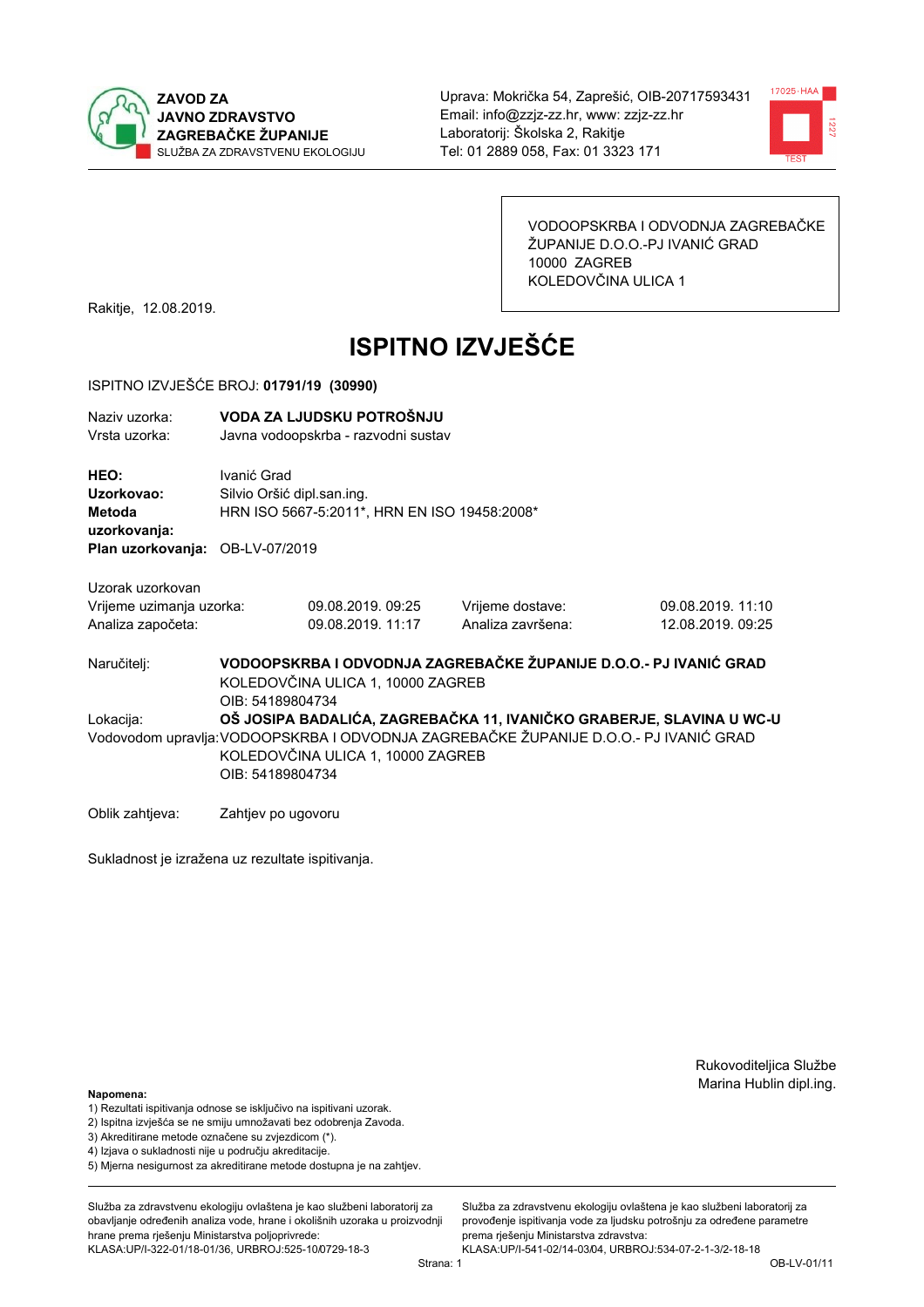ZAVOD ZA JAVNO ZDRAVSTVO ZAGREBAČKE ŽUPANIJE
SLUŽBA ZA ZDRAVSTVENU EKOLOGIJU

Uprava: Mokrička 54, Zaprešić, OIB-20717593431
Email: info@zzjz-zz.hr, www: zzjz-zz.hr
Laboratorij: Školska 2, Rakitje
Tel: 01 2889 058, Fax: 01 3323 171

VODOOPSKRBA I ODVODNJA ZAGREBAČKE ŽUPANIJE D.O.O.-PJ IVANIĆ GRAD
10000 ZAGREB
KOLEDOVČINA ULICA 1

Rakitje, 12.08.2019.

# ISPITNO IZVJEŠĆE

ISPITNO IZVJEŠĆE BROJ: **01791/19 (30990)**

Naziv uzorka: **VODA ZA LJUDSKU POTROŠNJU**
Vrsta uzorka: Javna vodoopskrba - razvodni sustav

**HEO:** Ivanić Grad
**Uzorkovao:** Silvio Oršić dipl.san.ing.
**Metoda uzorkovanja:** HRN ISO 5667-5:2011*, HRN EN ISO 19458:2008*
**Plan uzorkovanja:** OB-LV-07/2019

Uzorak uzorkovan

| Vrijeme uzimanja uzorka: | 09.08.2019. 09:25 | Vrijeme dostave: | 09.08.2019. 11:10 |
|---|---|---|---|
| Analiza započeta: | 09.08.2019. 11:17 | Analiza završena: | 12.08.2019. 09:25 |

Naručitelj: **VODOOPSKRBA I ODVODNJA ZAGREBAČKE ŽUPANIJE D.O.O.- PJ IVANIĆ GRAD**
KOLEDOVČINA ULICA 1, 10000 ZAGREB
OIB: 54189804734

Lokacija: **OŠ JOSIPA BADALIĆA, ZAGREBAČKA 11, IVANIČKO GRABERJE, SLAVINA U WC-U**

Vodovodom upravlja: VODOOPSKRBA I ODVODNJA ZAGREBAČKE ŽUPANIJE D.O.O.- PJ IVANIĆ GRAD
KOLEDOVČINA ULICA 1, 10000 ZAGREB
OIB: 54189804734

Oblik zahtjeva: Zahtjev po ugovoru

Sukladnost je izražena uz rezultate ispitivanja.

Rukovoditeljica Službe
Marina Hublin dipl.ing.

**Napomena:**
1) Rezultati ispitivanja odnose se isključivo na ispitivani uzorak.
2) Ispitna izvješća se ne smiju umnožavati bez odobrenja Zavoda.
3) Akreditirane metode označene su zvjezdicom (*).
4) Izjava o sukladnosti nije u području akreditacije.
5) Mjerna nesigurnost za akreditirane metode dostupna je na zahtjev.

Služba za zdravstvenu ekologiju ovlaštena je kao službeni laboratorij za obavljanje određenih analiza vode, hrane i okolišnih uzoraka u proizvodnji hrane prema rješenju Ministarstva poljoprivrede: KLASA:UP/I-322-01/18-01/36, URBROJ:525-10/0729-18-3

Služba za zdravstvenu ekologiju ovlaštena je kao službeni laboratorij za provođenje ispitivanja vode za ljudsku potrošnju za određene parametre prema rješenju Ministarstva zdravstva: KLASA:UP/I-541-02/14-03/04, URBROJ:534-07-2-1-3/2-18-18

OB-LV-01/11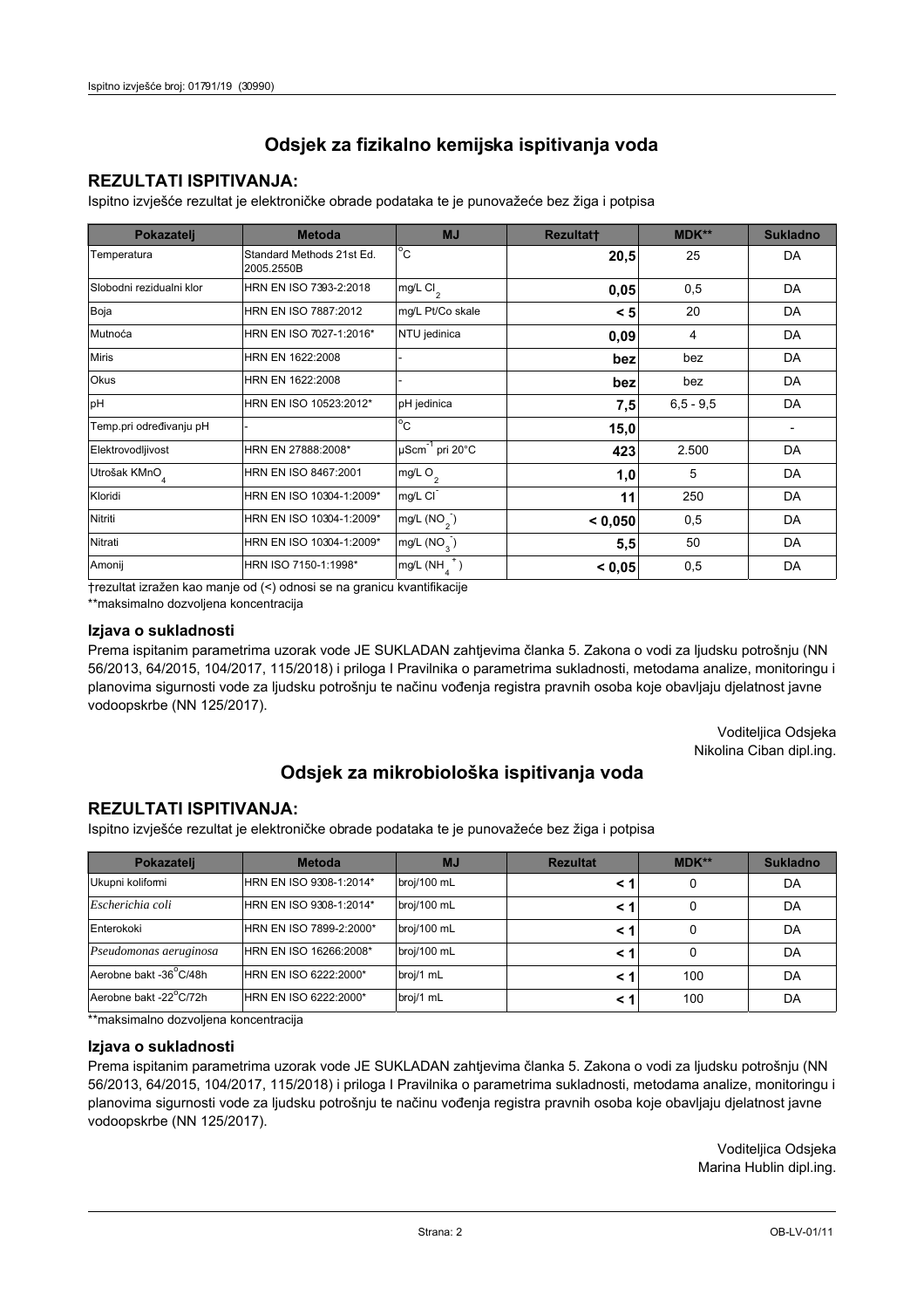## Odsjek za fizikalno kemijska ispitivanja voda

### REZULTATI ISPITIVANJA:

Ispitno izvješće rezultat je elektroničke obrade podataka te je punovažeće bez žiga i potpisa

| Pokazatelj | Metoda | MJ | Rezultat† | MDK** | Sukladno |
|---|---|---|---|---|---|
| Temperatura | Standard Methods 21st Ed. 2005.2550B | °C | **20,5** | 25 | DA |
| Slobodni rezidualni klor | HRN EN ISO 7393-2:2018 | mg/L $Cl_2$ | **0,05** | 0,5 | DA |
| Boja | HRN EN ISO 7887:2012 | mg/L Pt/Co skale | **< 5** | 20 | DA |
| Mutnoća | HRN EN ISO 7027-1:2016* | NTU jedinica | **0,09** | 4 | DA |
| Miris | HRN EN 1622:2008 | - | **bez** | bez | DA |
| Okus | HRN EN 1622:2008 | - | **bez** | bez | DA |
| pH | HRN EN ISO 10523:2012* | pH jedinica | **7,5** | 6,5 - 9,5 | DA |
| Temp.pri određivanju pH | - | °C | **15,0** | | - |
| Elektrovodljivost | HRN EN 27888:2008* | $\mu Scm^{-1}$ pri 20°C | **423** | 2.500 | DA |
| Utrošak $KMnO_4$ | HRN EN ISO 8467:2001 | mg/L $O_2$ | **1,0** | 5 | DA |
| Kloridi | HRN EN ISO 10304-1:2009* | mg/L $Cl^-$ | **11** | 250 | DA |
| Nitriti | HRN EN ISO 10304-1:2009* | mg/L ($NO_2^-$) | **< 0,050** | 0,5 | DA |
| Nitrati | HRN EN ISO 10304-1:2009* | mg/L ($NO_3^-$) | **5,5** | 50 | DA |
| Amonij | HRN ISO 7150-1:1998* | mg/L ($NH_4^+$) | **< 0,05** | 0,5 | DA |

†rezultat izražen kao manje od (<) odnosi se na granicu kvantifikacije

**maksimalno dozvoljena koncentracija

### Izjava o sukladnosti

Prema ispitanim parametrima uzorak vode JE SUKLADAN zahtjevima članka 5. Zakona o vodi za ljudsku potrošnju (NN 56/2013, 64/2015, 104/2017, 115/2018) i priloga I Pravilnika o parametrima sukladnosti, metodama analize, monitoringu i planovima sigurnosti vode za ljudsku potrošnju te načinu vođenja registra pravnih osoba koje obavljaju djelatnost javne vodoopskrbe (NN 125/2017).

Voditeljica Odsjeka
Nikolina Ciban dipl.ing.

## Odsjek za mikrobiološka ispitivanja voda

### REZULTATI ISPITIVANJA:

Ispitno izvješće rezultat je elektroničke obrade podataka te je punovažeće bez žiga i potpisa

| Pokazatelj | Metoda | MJ | Rezultat | MDK** | Sukladno |
|---|---|---|---|---|---|
| Ukupni koliformi | HRN EN ISO 9308-1:2014* | broj/100 mL | **< 1** | 0 | DA |
| *Escherichia coli* | HRN EN ISO 9308-1:2014* | broj/100 mL | **< 1** | 0 | DA |
| Enterokoki | HRN EN ISO 7899-2:2000* | broj/100 mL | **< 1** | 0 | DA |
| *Pseudomonas aeruginosa* | HRN EN ISO 16266:2008* | broj/100 mL | **< 1** | 0 | DA |
| Aerobne bakt -36°C/48h | HRN EN ISO 6222:2000* | broj/1 mL | **< 1** | 100 | DA |
| Aerobne bakt -22°C/72h | HRN EN ISO 6222:2000* | broj/1 mL | **< 1** | 100 | DA |

**maksimalno dozvoljena koncentracija

### Izjava o sukladnosti

Prema ispitanim parametrima uzorak vode JE SUKLADAN zahtjevima članka 5. Zakona o vodi za ljudsku potrošnju (NN 56/2013, 64/2015, 104/2017, 115/2018) i priloga I Pravilnika o parametrima sukladnosti, metodama analize, monitoringu i planovima sigurnosti vode za ljudsku potrošnju te načinu vođenja registra pravnih osoba koje obavljaju djelatnost javne vodoopskrbe (NN 125/2017).

Voditeljica Odsjeka
Marina Hublin dipl.ing.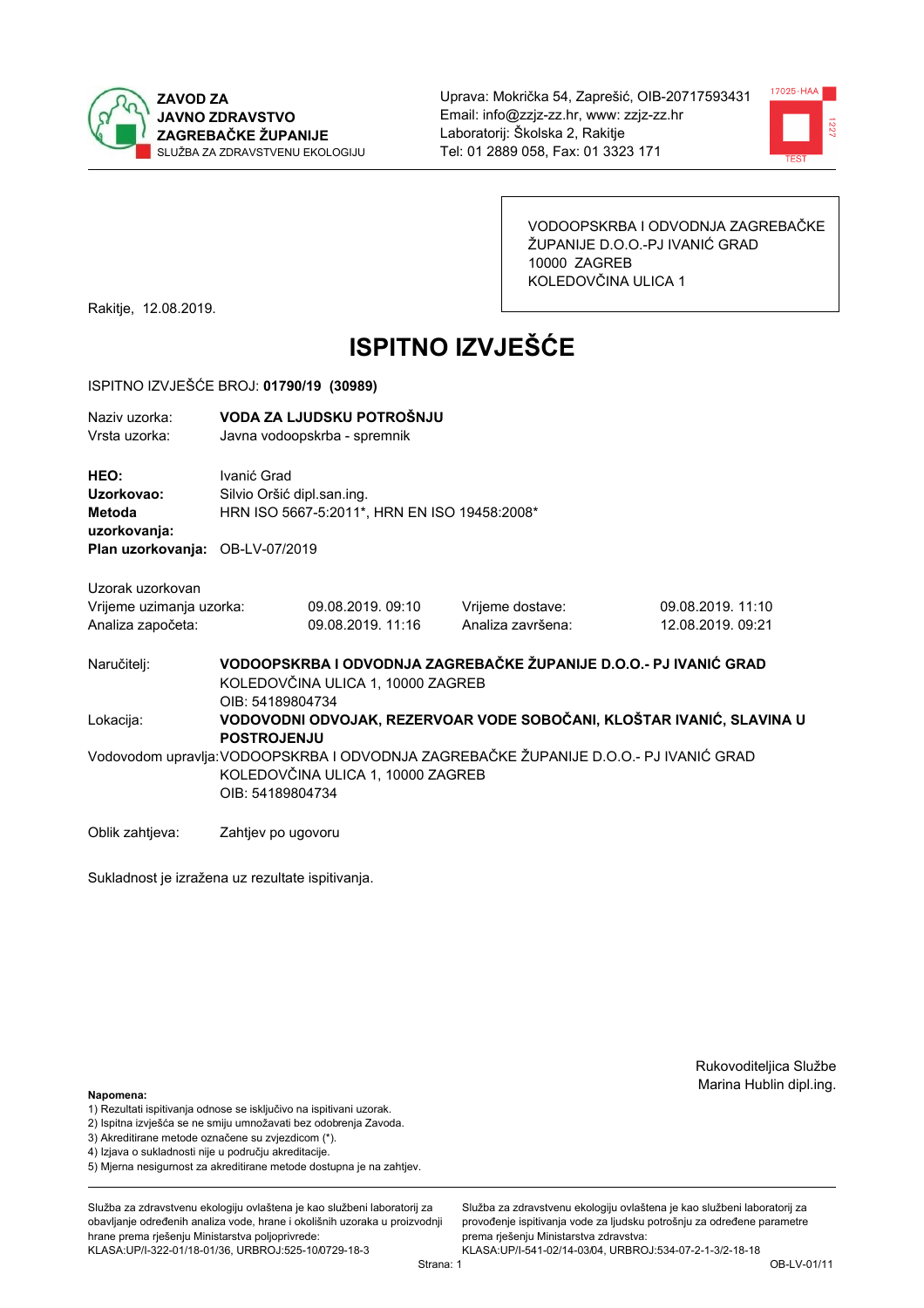**ZAVOD ZA JAVNO ZDRAVSTVO ZAGREBAČKE ŽUPANIJE**
SLUŽBA ZA ZDRAVSTVENU EKOLOGIJU

Uprava: Mokrička 54, Zaprešić, OIB-20717593431
Email: info@zzjz-zz.hr, www: zzjz-zz.hr
Laboratorij: Školska 2, Rakitje
Tel: 01 2889 058, Fax: 01 3323 171

VODOOPSKRBA I ODVODNJA ZAGREBAČKE ŽUPANIJE D.O.O.-PJ IVANIĆ GRAD
10000 ZAGREB
KOLEDOVČINA ULICA 1

Rakitje, 12.08.2019.

# ISPITNO IZVJEŠĆE

ISPITNO IZVJEŠĆE BROJ: **01790/19 (30989)**

Naziv uzorka: **VODA ZA LJUDSKU POTROŠNJU**
Vrsta uzorka: Javna vodoopskrba - spremnik

**HEO:** Ivanić Grad
**Uzorkovao:** Silvio Oršić dipl.san.ing.
**Metoda uzorkovanja:** HRN ISO 5667-5:2011*, HRN EN ISO 19458:2008*
**Plan uzorkovanja:** OB-LV-07/2019

Uzorak uzorkovan

| | | | |
|---|---|---|---|
| Vrijeme uzimanja uzorka: | 09.08.2019. 09:10 | Vrijeme dostave: | 09.08.2019. 11:10 |
| Analiza započeta: | 09.08.2019. 11:16 | Analiza završena: | 12.08.2019. 09:21 |

Naručitelj: **VODOOPSKRBA I ODVODNJA ZAGREBAČKE ŽUPANIJE D.O.O.- PJ IVANIĆ GRAD**
KOLEDOVČINA ULICA 1, 10000 ZAGREB
OIB: 54189804734

Lokacija: **VODOVODNI ODVOJAK, REZERVOAR VODE SOBOČANI, KLOŠTAR IVANIĆ, SLAVINA U POSTROJENJU**

Vodovodom upravlja: VODOOPSKRBA I ODVODNJA ZAGREBAČKE ŽUPANIJE D.O.O.- PJ IVANIĆ GRAD
KOLEDOVČINA ULICA 1, 10000 ZAGREB
OIB: 54189804734

Oblik zahtjeva: Zahtjev po ugovoru

Sukladnost je izražena uz rezultate ispitivanja.

Rukovoditeljica Službe
Marina Hublin dipl.ing.

**Napomena:**
1) Rezultati ispitivanja odnose se isključivo na ispitivani uzorak.
2) Ispitna izvješća se ne smiju umnožavati bez odobrenja Zavoda.
3) Akreditirane metode označene su zvjezdicom (*).
4) Izjava o sukladnosti nije u području akreditacije.
5) Mjerna nesigurnost za akreditirane metode dostupna je na zahtjev.

Služba za zdravstvenu ekologiju ovlaštena je kao službeni laboratorij za obavljanje određenih analiza vode, hrane i okolišnih uzoraka u proizvodnji hrane prema rješenju Ministarstva poljoprivrede: KLASA:UP/I-322-01/18-01/36, URBROJ:525-10/0729-18-3

Služba za zdravstvenu ekologiju ovlaštena je kao službeni laboratorij za provođenje ispitivanja vode za ljudsku potrošnju za određene parametre prema rješenju Ministarstva zdravstva: KLASA:UP/I-541-02/14-03/04, URBROJ:534-07-2-1-3/2-18-18

OB-LV-01/11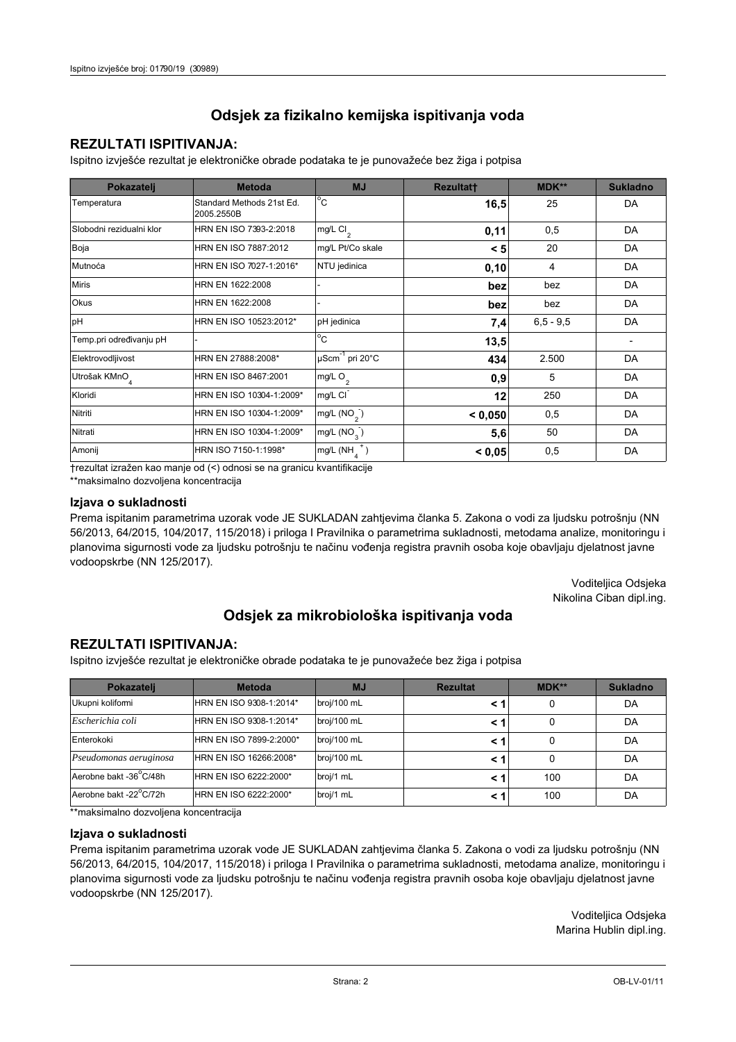## Odsjek za fizikalno kemijska ispitivanja voda

### REZULTATI ISPITIVANJA:

Ispitno izvješće rezultat je elektroničke obrade podataka te je punovažeće bez žiga i potpisa

| Pokazatelj | Metoda | MJ | Rezultat† | MDK** | Sukladno |
|---|---|---|---|---|---|
| Temperatura | Standard Methods 21st Ed. 2005.2550B | °C | **16,5** | 25 | DA |
| Slobodni rezidualni klor | HRN EN ISO 7393-2:2018 | mg/L $Cl_2$ | **0,11** | 0,5 | DA |
| Boja | HRN EN ISO 7887:2012 | mg/L Pt/Co skale | **< 5** | 20 | DA |
| Mutnoća | HRN EN ISO 7027-1:2016* | NTU jedinica | **0,10** | 4 | DA |
| Miris | HRN EN 1622:2008 | - | **bez** | bez | DA |
| Okus | HRN EN 1622:2008 | - | **bez** | bez | DA |
| pH | HRN EN ISO 10523:2012* | pH jedinica | **7,4** | 6,5 - 9,5 | DA |
| Temp.pri određivanju pH | - | °C | **13,5** | | - |
| Elektrovodljivost | HRN EN 27888:2008* | $\mu Scm^{-1}$ pri 20°C | **434** | 2.500 | DA |
| Utrošak $KMnO_4$ | HRN EN ISO 8467:2001 | mg/L $O_2$ | **0,9** | 5 | DA |
| Kloridi | HRN EN ISO 10304-1:2009* | mg/L $Cl^-$ | **12** | 250 | DA |
| Nitriti | HRN EN ISO 10304-1:2009* | mg/L ($NO_2^-$) | **< 0,050** | 0,5 | DA |
| Nitrati | HRN EN ISO 10304-1:2009* | mg/L ($NO_3^-$) | **5,6** | 50 | DA |
| Amonij | HRN ISO 7150-1:1998* | mg/L ($NH_4^+$) | **< 0,05** | 0,5 | DA |

†rezultat izražen kao manje od (<) odnosi se na granicu kvantifikacije

**maksimalno dozvoljena koncentracija

### Izjava o sukladnosti

Prema ispitanim parametrima uzorak vode JE SUKLADAN zahtjevima članka 5. Zakona o vodi za ljudsku potrošnju (NN 56/2013, 64/2015, 104/2017, 115/2018) i priloga I Pravilnika o parametrima sukladnosti, metodama analize, monitoringu i planovima sigurnosti vode za ljudsku potrošnju te načinu vođenja registra pravnih osoba koje obavljaju djelatnost javne vodoopskrbe (NN 125/2017).

Voditeljica Odsjeka
Nikolina Ciban dipl.ing.

## Odsjek za mikrobiološka ispitivanja voda

### REZULTATI ISPITIVANJA:

Ispitno izvješće rezultat je elektroničke obrade podataka te je punovažeće bez žiga i potpisa

| Pokazatelj | Metoda | MJ | Rezultat | MDK** | Sukladno |
|---|---|---|---|---|---|
| Ukupni koliformi | HRN EN ISO 9308-1:2014* | broj/100 mL | **< 1** | 0 | DA |
| *Escherichia coli* | HRN EN ISO 9308-1:2014* | broj/100 mL | **< 1** | 0 | DA |
| Enterokoki | HRN EN ISO 7899-2:2000* | broj/100 mL | **< 1** | 0 | DA |
| *Pseudomonas aeruginosa* | HRN EN ISO 16266:2008* | broj/100 mL | **< 1** | 0 | DA |
| Aerobne bakt -36°C/48h | HRN EN ISO 6222:2000* | broj/1 mL | **< 1** | 100 | DA |
| Aerobne bakt -22°C/72h | HRN EN ISO 6222:2000* | broj/1 mL | **< 1** | 100 | DA |

**maksimalno dozvoljena koncentracija

### Izjava o sukladnosti

Prema ispitanim parametrima uzorak vode JE SUKLADAN zahtjevima članka 5. Zakona o vodi za ljudsku potrošnju (NN 56/2013, 64/2015, 104/2017, 115/2018) i priloga I Pravilnika o parametrima sukladnosti, metodama analize, monitoringu i planovima sigurnosti vode za ljudsku potrošnju te načinu vođenja registra pravnih osoba koje obavljaju djelatnost javne vodoopskrbe (NN 125/2017).

Voditeljica Odsjeka
Marina Hublin dipl.ing.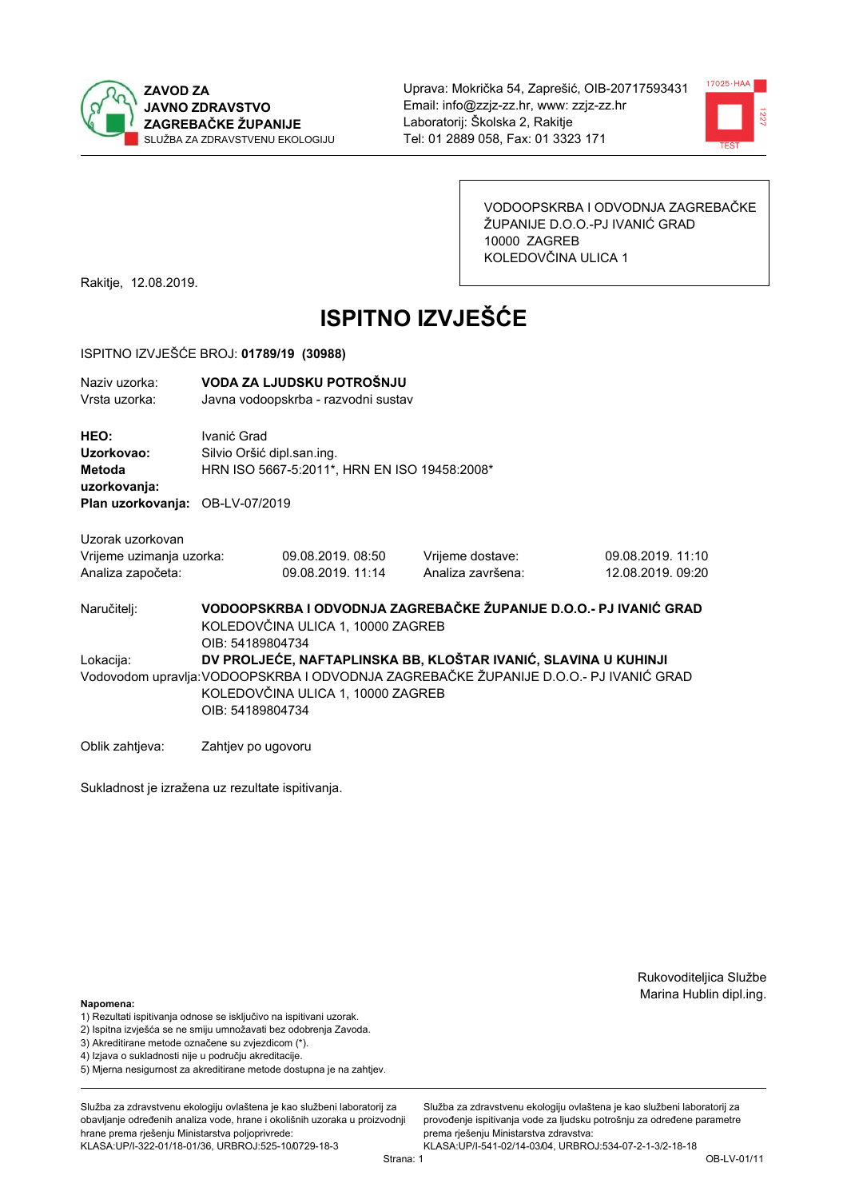**ZAVOD ZA JAVNO ZDRAVSTVO ZAGREBAČKE ŽUPANIJE**
SLUŽBA ZA ZDRAVSTVENU EKOLOGIJU

Uprava: Mokrička 54, Zaprešić, OIB-20717593431
Email: info@zzjz-zz.hr, www: zzjz-zz.hr
Laboratorij: Školska 2, Rakitje
Tel: 01 2889 058, Fax: 01 3323 171

VODOOPSKRBA I ODVODNJA ZAGREBAČKE ŽUPANIJE D.O.O.-PJ IVANIĆ GRAD
10000 ZAGREB
KOLEDOVČINA ULICA 1

Rakitje, 12.08.2019.

# ISPITNO IZVJEŠĆE

ISPITNO IZVJEŠĆE BROJ: **01789/19 (30988)**

| | |
|---|---|
| Naziv uzorka: | **VODA ZA LJUDSKU POTROŠNJU** |
| Vrsta uzorka: | Javna vodoopskrba - razvodni sustav |

| | |
|---|---|
| **HEO:** | Ivanić Grad |
| **Uzorkovao:** | Silvio Oršić dipl.san.ing. |
| **Metoda uzorkovanja:** | HRN ISO 5667-5:2011*, HRN EN ISO 19458:2008* |
| **Plan uzorkovanja:** | OB-LV-07/2019 |

Uzorak uzorkovan

| | | | |
|---|---|---|---|
| Vrijeme uzimanja uzorka: | 09.08.2019. 08:50 | Vrijeme dostave: | 09.08.2019. 11:10 |
| Analiza započeta: | 09.08.2019. 11:14 | Analiza završena: | 12.08.2019. 09:20 |

Naručitelj: **VODOOPSKRBA I ODVODNJA ZAGREBAČKE ŽUPANIJE D.O.O.- PJ IVANIĆ GRAD**
KOLEDOVČINA ULICA 1, 10000 ZAGREB
OIB: 54189804734

Lokacija: **DV PROLJEĆE, NAFTAPLINSKA BB, KLOŠTAR IVANIĆ, SLAVINA U KUHINJI**

Vodovodom upravlja: VODOOPSKRBA I ODVODNJA ZAGREBAČKE ŽUPANIJE D.O.O.- PJ IVANIĆ GRAD
KOLEDOVČINA ULICA 1, 10000 ZAGREB
OIB: 54189804734

Oblik zahtjeva: Zahtjev po ugovoru

Sukladnost je izražena uz rezultate ispitivanja.

Rukovoditeljica Službe
Marina Hublin dipl.ing.

**Napomena:**
1) Rezultati ispitivanja odnose se isključivo na ispitivani uzorak.
2) Ispitna izvješća se ne smiju umnožavati bez odobrenja Zavoda.
3) Akreditirane metode označene su zvjezdicom (*).
4) Izjava o sukladnosti nije u području akreditacije.
5) Mjerna nesigurnost za akreditirane metode dostupna je na zahtjev.

Služba za zdravstvenu ekologiju ovlaštena je kao službeni laboratorij za obavljanje određenih analiza vode, hrane i okolišnih uzoraka u proizvodnji hrane prema rješenju Ministarstva poljoprivrede:
KLASA:UP/I-322-01/18-01/36, URBROJ:525-10/0729-18-3

Služba za zdravstvenu ekologiju ovlaštena je kao službeni laboratorij za provođenje ispitivanja vode za ljudsku potrošnju za određene parametre prema rješenju Ministarstva zdravstva:
KLASA:UP/I-541-02/14-03/04, URBROJ:534-07-2-1-3/2-18-18

OB-LV-01/11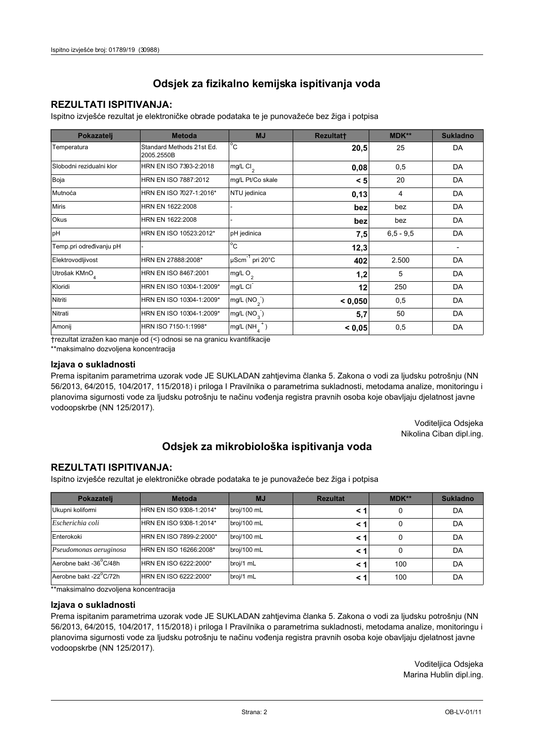## Odsjek za fizikalno kemijska ispitivanja voda

### REZULTATI ISPITIVANJA:

Ispitno izvješće rezultat je elektroničke obrade podataka te je punovažeće bez žiga i potpisa

| Pokazatelj | Metoda | MJ | Rezultat† | MDK** | Sukladno |
|---|---|---|---|---|---|
| Temperatura | Standard Methods 21st Ed. 2005.2550B | °C | **20,5** | 25 | DA |
| Slobodni rezidualni klor | HRN EN ISO 7393-2:2018 | mg/L $Cl_2$ | **0,08** | 0,5 | DA |
| Boja | HRN EN ISO 7887:2012 | mg/L Pt/Co skale | **< 5** | 20 | DA |
| Mutnoća | HRN EN ISO 7027-1:2016* | NTU jedinica | **0,13** | 4 | DA |
| Miris | HRN EN 1622:2008 | - | **bez** | bez | DA |
| Okus | HRN EN 1622:2008 | - | **bez** | bez | DA |
| pH | HRN EN ISO 10523:2012* | pH jedinica | **7,5** | 6,5 - 9,5 | DA |
| Temp.pri određivanju pH | - | °C | **12,3** | | - |
| Elektrovodljivost | HRN EN 27888:2008* | $\mu Scm^{-1}$ pri 20°C | **402** | 2.500 | DA |
| Utrošak $KMnO_4$ | HRN EN ISO 8467:2001 | mg/L $O_2$ | **1,2** | 5 | DA |
| Kloridi | HRN EN ISO 10304-1:2009* | mg/L $Cl^-$ | **12** | 250 | DA |
| Nitriti | HRN EN ISO 10304-1:2009* | mg/L ($NO_2^-$) | **< 0,050** | 0,5 | DA |
| Nitrati | HRN EN ISO 10304-1:2009* | mg/L ($NO_3^-$) | **5,7** | 50 | DA |
| Amonij | HRN ISO 7150-1:1998* | mg/L ($NH_4^+$) | **< 0,05** | 0,5 | DA |

†rezultat izražen kao manje od (<) odnosi se na granicu kvantifikacije

**maksimalno dozvoljena koncentracija

### Izjava o sukladnosti

Prema ispitanim parametrima uzorak vode JE SUKLADAN zahtjevima članka 5. Zakona o vodi za ljudsku potrošnju (NN 56/2013, 64/2015, 104/2017, 115/2018) i priloga I Pravilnika o parametrima sukladnosti, metodama analize, monitoringu i planovima sigurnosti vode za ljudsku potrošnju te načinu vođenja registra pravnih osoba koje obavljaju djelatnost javne vodoopskrbe (NN 125/2017).

Voditeljica Odsjeka
Nikolina Ciban dipl.ing.

## Odsjek za mikrobiološka ispitivanja voda

### REZULTATI ISPITIVANJA:

Ispitno izvješće rezultat je elektroničke obrade podataka te je punovažeće bez žiga i potpisa

| Pokazatelj | Metoda | MJ | Rezultat | MDK** | Sukladno |
|---|---|---|---|---|---|
| Ukupni koliformi | HRN EN ISO 9308-1:2014* | broj/100 mL | **< 1** | 0 | DA |
| *Escherichia coli* | HRN EN ISO 9308-1:2014* | broj/100 mL | **< 1** | 0 | DA |
| Enterokoki | HRN EN ISO 7899-2:2000* | broj/100 mL | **< 1** | 0 | DA |
| *Pseudomonas aeruginosa* | HRN EN ISO 16266:2008* | broj/100 mL | **< 1** | 0 | DA |
| Aerobne bakt -36°C/48h | HRN EN ISO 6222:2000* | broj/1 mL | **< 1** | 100 | DA |
| Aerobne bakt -22°C/72h | HRN EN ISO 6222:2000* | broj/1 mL | **< 1** | 100 | DA |

**maksimalno dozvoljena koncentracija

### Izjava o sukladnosti

Prema ispitanim parametrima uzorak vode JE SUKLADAN zahtjevima članka 5. Zakona o vodi za ljudsku potrošnju (NN 56/2013, 64/2015, 104/2017, 115/2018) i priloga I Pravilnika o parametrima sukladnosti, metodama analize, monitoringu i planovima sigurnosti vode za ljudsku potrošnju te načinu vođenja registra pravnih osoba koje obavljaju djelatnost javne vodoopskrbe (NN 125/2017).

Voditeljica Odsjeka
Marina Hublin dipl.ing.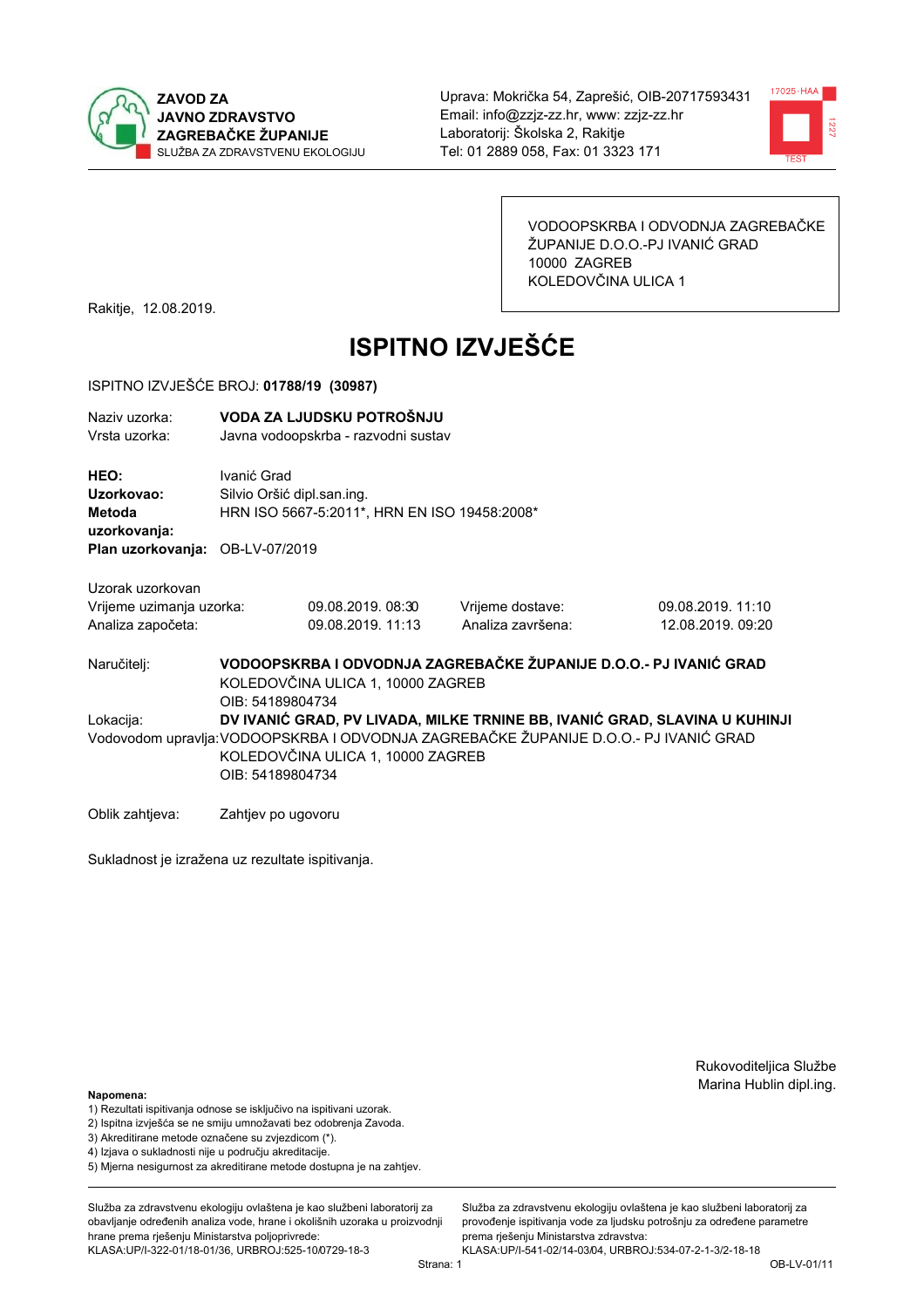ZAVOD ZA JAVNO ZDRAVSTVO ZAGREBAČKE ŽUPANIJE
SLUŽBA ZA ZDRAVSTVENU EKOLOGIJU

Uprava: Mokrička 54, Zaprešić, OIB-20717593431
Email: info@zzjz-zz.hr, www: zzjz-zz.hr
Laboratorij: Školska 2, Rakitje
Tel: 01 2889 058, Fax: 01 3323 171

VODOOPSKRBA I ODVODNJA ZAGREBAČKE ŽUPANIJE D.O.O.-PJ IVANIĆ GRAD
10000 ZAGREB
KOLEDOVČINA ULICA 1

Rakitje, 12.08.2019.

# ISPITNO IZVJEŠĆE

ISPITNO IZVJEŠĆE BROJ: **01788/19 (30987)**

| | |
|---|---|
| Naziv uzorka: | **VODA ZA LJUDSKU POTROŠNJU** |
| Vrsta uzorka: | Javna vodoopskrba - razvodni sustav |

| | |
|---|---|
| **HEO:** | Ivanić Grad |
| **Uzorkovao:** | Silvio Oršić dipl.san.ing. |
| **Metoda uzorkovanja:** | HRN ISO 5667-5:2011*, HRN EN ISO 19458:2008* |
| **Plan uzorkovanja:** | OB-LV-07/2019 |

Uzorak uzorkovan

| | | | |
|---|---|---|---|
| Vrijeme uzimanja uzorka: | 09.08.2019. 08:30 | Vrijeme dostave: | 09.08.2019. 11:10 |
| Analiza započeta: | 09.08.2019. 11:13 | Analiza završena: | 12.08.2019. 09:20 |

Naručitelj: **VODOOPSKRBA I ODVODNJA ZAGREBAČKE ŽUPANIJE D.O.O.- PJ IVANIĆ GRAD**
KOLEDOVČINA ULICA 1, 10000 ZAGREB
OIB: 54189804734

Lokacija: **DV IVANIĆ GRAD, PV LIVADA, MILKE TRNINE BB, IVANIĆ GRAD, SLAVINA U KUHINJI**

Vodovodom upravlja: VODOOPSKRBA I ODVODNJA ZAGREBAČKE ŽUPANIJE D.O.O.- PJ IVANIĆ GRAD
KOLEDOVČINA ULICA 1, 10000 ZAGREB
OIB: 54189804734

Oblik zahtjeva: Zahtjev po ugovoru

Sukladnost je izražena uz rezultate ispitivanja.

Rukovoditeljica Službe
Marina Hublin dipl.ing.

**Napomena:**
1) Rezultati ispitivanja odnose se isključivo na ispitivani uzorak.
2) Ispitna izvješća se ne smiju umnožavati bez odobrenja Zavoda.
3) Akreditirane metode označene su zvjezdicom (*).
4) Izjava o sukladnosti nije u području akreditacije.
5) Mjerna nesigurnost za akreditirane metode dostupna je na zahtjev.

Služba za zdravstvenu ekologiju ovlaštena je kao službeni laboratorij za obavljanje određenih analiza vode, hrane i okolišnih uzoraka u proizvodnji hrane prema rješenju Ministarstva poljoprivrede:
KLASA:UP/I-322-01/18-01/36, URBROJ:525-10/0729-18-3

Služba za zdravstvenu ekologiju ovlaštena je kao službeni laboratorij za provođenje ispitivanja vode za ljudsku potrošnju za određene parametre prema rješenju Ministarstva zdravstva:
KLASA:UP/I-541-02/14-03/04, URBROJ:534-07-2-1-3/2-18-18

OB-LV-01/11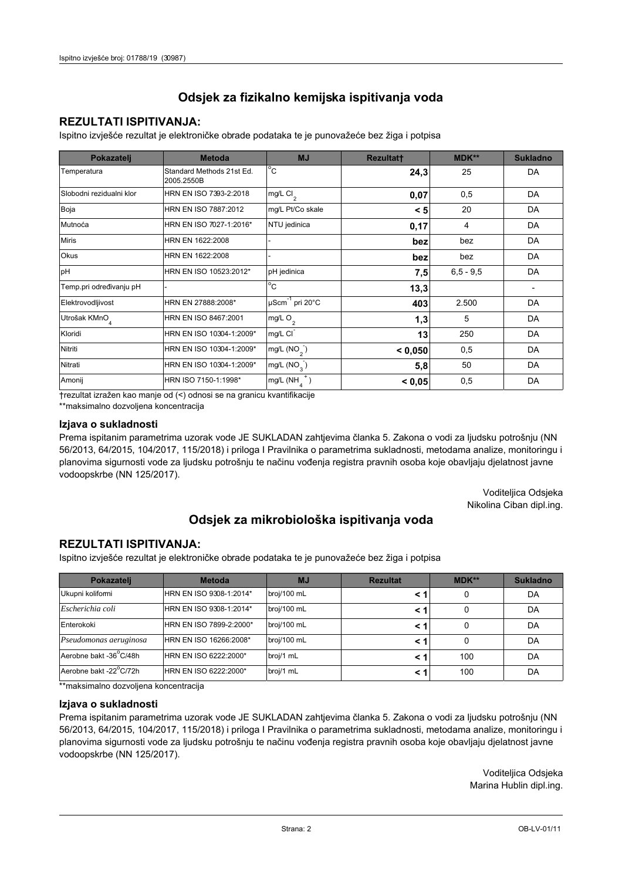## Odsjek za fizikalno kemijska ispitivanja voda

### REZULTATI ISPITIVANJA:

Ispitno izvješće rezultat je elektroničke obrade podataka te je punovažeće bez žiga i potpisa

| Pokazatelj | Metoda | MJ | Rezultat† | MDK** | Sukladno |
|---|---|---|---|---|---|
| Temperatura | Standard Methods 21st Ed. 2005.2550B | °C | **24,3** | 25 | DA |
| Slobodni rezidualni klor | HRN EN ISO 7393-2:2018 | mg/L $Cl_2$ | **0,07** | 0,5 | DA |
| Boja | HRN EN ISO 7887:2012 | mg/L Pt/Co skale | **< 5** | 20 | DA |
| Mutnoća | HRN EN ISO 7027-1:2016* | NTU jedinica | **0,17** | 4 | DA |
| Miris | HRN EN 1622:2008 | - | **bez** | bez | DA |
| Okus | HRN EN 1622:2008 | - | **bez** | bez | DA |
| pH | HRN EN ISO 10523:2012* | pH jedinica | **7,5** | 6,5 - 9,5 | DA |
| Temp.pri određivanju pH | - | °C | **13,3** | | - |
| Elektrovodljivost | HRN EN 27888:2008* | $\mu Scm^{-1}$ pri 20°C | **403** | 2.500 | DA |
| Utrošak $KMnO_4$ | HRN EN ISO 8467:2001 | mg/L $O_2$ | **1,3** | 5 | DA |
| Kloridi | HRN EN ISO 10304-1:2009* | mg/L $Cl^-$ | **13** | 250 | DA |
| Nitriti | HRN EN ISO 10304-1:2009* | mg/L ($NO_2^-$) | **< 0,050** | 0,5 | DA |
| Nitrati | HRN EN ISO 10304-1:2009* | mg/L ($NO_3^-$) | **5,8** | 50 | DA |
| Amonij | HRN ISO 7150-1:1998* | mg/L ($NH_4^+$) | **< 0,05** | 0,5 | DA |

†rezultat izražen kao manje od (<) odnosi se na granicu kvantifikacije

**maksimalno dozvoljena koncentracija

### Izjava o sukladnosti

Prema ispitanim parametrima uzorak vode JE SUKLADAN zahtjevima članka 5. Zakona o vodi za ljudsku potrošnju (NN 56/2013, 64/2015, 104/2017, 115/2018) i priloga I Pravilnika o parametrima sukladnosti, metodama analize, monitoringu i planovima sigurnosti vode za ljudsku potrošnju te načinu vođenja registra pravnih osoba koje obavljaju djelatnost javne vodoopskrbe (NN 125/2017).

Voditeljica Odsjeka
Nikolina Ciban dipl.ing.

## Odsjek za mikrobiološka ispitivanja voda

### REZULTATI ISPITIVANJA:

Ispitno izvješće rezultat je elektroničke obrade podataka te je punovažeće bez žiga i potpisa

| Pokazatelj | Metoda | MJ | Rezultat | MDK** | Sukladno |
|---|---|---|---|---|---|
| Ukupni koliformi | HRN EN ISO 9308-1:2014* | broj/100 mL | **< 1** | 0 | DA |
| *Escherichia coli* | HRN EN ISO 9308-1:2014* | broj/100 mL | **< 1** | 0 | DA |
| Enterokoki | HRN EN ISO 7899-2:2000* | broj/100 mL | **< 1** | 0 | DA |
| *Pseudomonas aeruginosa* | HRN EN ISO 16266:2008* | broj/100 mL | **< 1** | 0 | DA |
| Aerobne bakt -36°C/48h | HRN EN ISO 6222:2000* | broj/1 mL | **< 1** | 100 | DA |
| Aerobne bakt -22°C/72h | HRN EN ISO 6222:2000* | broj/1 mL | **< 1** | 100 | DA |

**maksimalno dozvoljena koncentracija

### Izjava o sukladnosti

Prema ispitanim parametrima uzorak vode JE SUKLADAN zahtjevima članka 5. Zakona o vodi za ljudsku potrošnju (NN 56/2013, 64/2015, 104/2017, 115/2018) i priloga I Pravilnika o parametrima sukladnosti, metodama analize, monitoringu i planovima sigurnosti vode za ljudsku potrošnju te načinu vođenja registra pravnih osoba koje obavljaju djelatnost javne vodoopskrbe (NN 125/2017).

Voditeljica Odsjeka
Marina Hublin dipl.ing.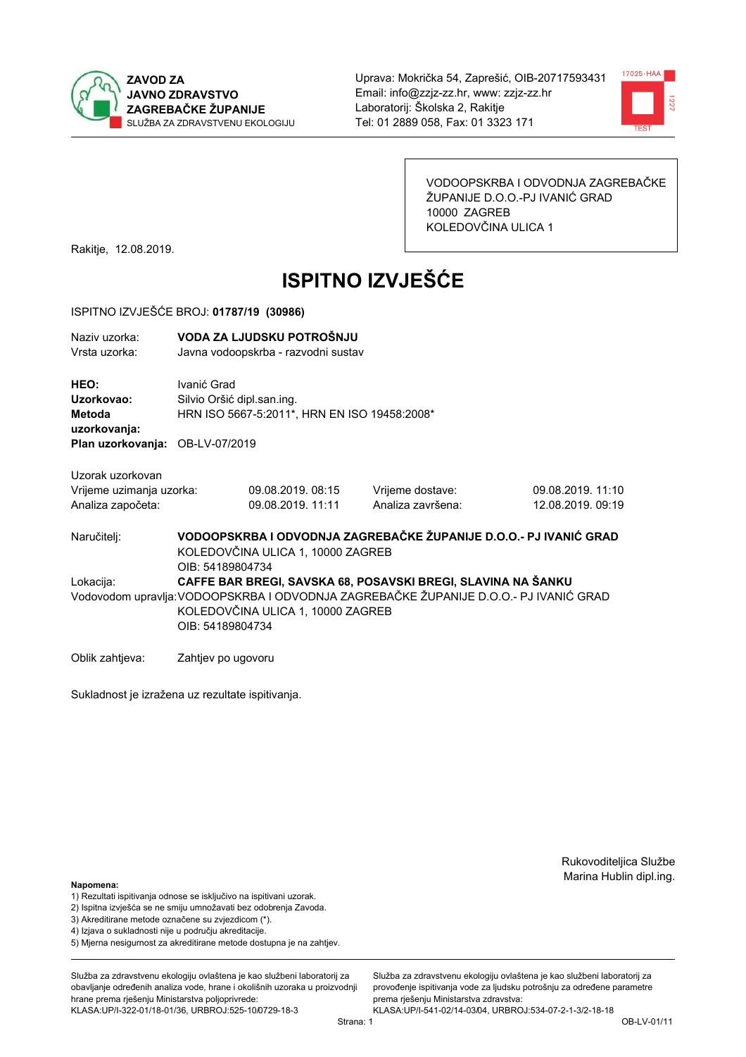**ZAVOD ZA JAVNO ZDRAVSTVO ZAGREBAČKE ŽUPANIJE**
SLUŽBA ZA ZDRAVSTVENU EKOLOGIJU

Uprava: Mokrička 54, Zaprešić, OIB-20717593431
Email: info@zzjz-zz.hr, www: zzjz-zz.hr
Laboratorij: Školska 2, Rakitje
Tel: 01 2889 058, Fax: 01 3323 171

VODOOPSKRBA I ODVODNJA ZAGREBAČKE ŽUPANIJE D.O.O.-PJ IVANIĆ GRAD
10000 ZAGREB
KOLEDOVČINA ULICA 1

Rakitje, 12.08.2019.

# ISPITNO IZVJEŠĆE

ISPITNO IZVJEŠĆE BROJ: **01787/19 (30986)**

Naziv uzorka: **VODA ZA LJUDSKU POTROŠNJU**
Vrsta uzorka: Javna vodoopskrba - razvodni sustav

**HEO:** Ivanić Grad
**Uzorkovao:** Silvio Oršić dipl.san.ing.
**Metoda uzorkovanja:** HRN ISO 5667-5:2011*, HRN EN ISO 19458:2008*
**Plan uzorkovanja:** OB-LV-07/2019

Uzorak uzorkovan

| | | | |
|---|---|---|---|
| Vrijeme uzimanja uzorka: | 09.08.2019. 08:15 | Vrijeme dostave: | 09.08.2019. 11:10 |
| Analiza započeta: | 09.08.2019. 11:11 | Analiza završena: | 12.08.2019. 09:19 |

Naručitelj: **VODOOPSKRBA I ODVODNJA ZAGREBAČKE ŽUPANIJE D.O.O.- PJ IVANIĆ GRAD**
KOLEDOVČINA ULICA 1, 10000 ZAGREB
OIB: 54189804734

Lokacija: **CAFFE BAR BREGI, SAVSKA 68, POSAVSKI BREGI, SLAVINA NA ŠANKU**

Vodovodom upravlja: VODOOPSKRBA I ODVODNJA ZAGREBAČKE ŽUPANIJE D.O.O.- PJ IVANIĆ GRAD
KOLEDOVČINA ULICA 1, 10000 ZAGREB
OIB: 54189804734

Oblik zahtjeva: Zahtjev po ugovoru

Sukladnost je izražena uz rezultate ispitivanja.

Rukovoditeljica Službe
Marina Hublin dipl.ing.

**Napomena:**
1) Rezultati ispitivanja odnose se isključivo na ispitivani uzorak.
2) Ispitna izvješća se ne smiju umnožavati bez odobrenja Zavoda.
3) Akreditirane metode označene su zvjezdicom (*).
4) Izjava o sukladnosti nije u području akreditacije.
5) Mjerna nesigurnost za akreditirane metode dostupna je na zahtjev.

Služba za zdravstvenu ekologiju ovlaštena je kao službeni laboratorij za obavljanje određenih analiza vode, hrane i okolišnih uzoraka u proizvodnji hrane prema rješenju Ministarstva poljoprivrede: KLASA:UP/I-322-01/18-01/36, URBROJ:525-10/0729-18-3

Služba za zdravstvenu ekologiju ovlaštena je kao službeni laboratorij za provođenje ispitivanja vode za ljudsku potrošnju za određene parametre prema rješenju Ministarstva zdravstva: KLASA:UP/I-541-02/14-03/04, URBROJ:534-07-2-1-3/2-18-18

OB-LV-01/11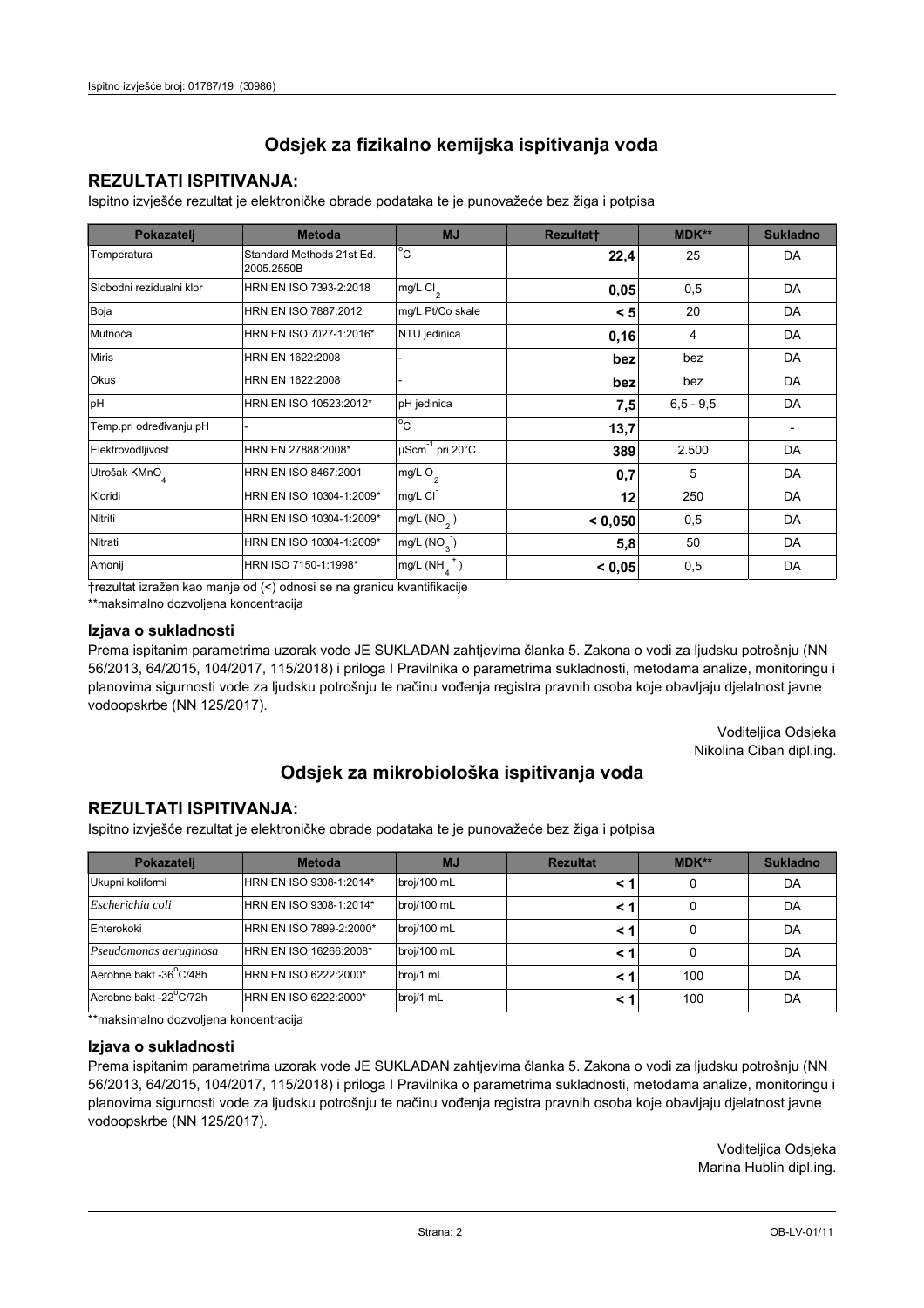## Odsjek za fizikalno kemijska ispitivanja voda

### REZULTATI ISPITIVANJA:

Ispitno izvješće rezultat je elektroničke obrade podataka te je punovažeće bez žiga i potpisa

| Pokazatelj | Metoda | MJ | Rezultat† | MDK** | Sukladno |
|---|---|---|---|---|---|
| Temperatura | Standard Methods 21st Ed. 2005.2550B | °C | **22,4** | 25 | DA |
| Slobodni rezidualni klor | HRN EN ISO 7393-2:2018 | mg/L $Cl_2$ | **0,05** | 0,5 | DA |
| Boja | HRN EN ISO 7887:2012 | mg/L Pt/Co skale | **< 5** | 20 | DA |
| Mutnoća | HRN EN ISO 7027-1:2016* | NTU jedinica | **0,16** | 4 | DA |
| Miris | HRN EN 1622:2008 | - | **bez** | bez | DA |
| Okus | HRN EN 1622:2008 | - | **bez** | bez | DA |
| pH | HRN EN ISO 10523:2012* | pH jedinica | **7,5** | 6,5 - 9,5 | DA |
| Temp.pri određivanju pH | - | °C | **13,7** | | - |
| Elektrovodljivost | HRN EN 27888:2008* | $\mu Scm^{-1}$ pri 20°C | **389** | 2.500 | DA |
| Utrošak $KMnO_4$ | HRN EN ISO 8467:2001 | mg/L $O_2$ | **0,7** | 5 | DA |
| Kloridi | HRN EN ISO 10304-1:2009* | mg/L $Cl^-$ | **12** | 250 | DA |
| Nitriti | HRN EN ISO 10304-1:2009* | mg/L ($NO_2^-$) | **< 0,050** | 0,5 | DA |
| Nitrati | HRN EN ISO 10304-1:2009* | mg/L ($NO_3^-$) | **5,8** | 50 | DA |
| Amonij | HRN ISO 7150-1:1998* | mg/L ($NH_4^+$) | **< 0,05** | 0,5 | DA |

†rezultat izražen kao manje od (<) odnosi se na granicu kvantifikacije

**maksimalno dozvoljena koncentracija

### Izjava o sukladnosti

Prema ispitanim parametrima uzorak vode JE SUKLADAN zahtjevima članka 5. Zakona o vodi za ljudsku potrošnju (NN 56/2013, 64/2015, 104/2017, 115/2018) i priloga I Pravilnika o parametrima sukladnosti, metodama analize, monitoringu i planovima sigurnosti vode za ljudsku potrošnju te načinu vođenja registra pravnih osoba koje obavljaju djelatnost javne vodoopskrbe (NN 125/2017).

Voditeljica Odsjeka
Nikolina Ciban dipl.ing.

## Odsjek za mikrobiološka ispitivanja voda

### REZULTATI ISPITIVANJA:

Ispitno izvješće rezultat je elektroničke obrade podataka te je punovažeće bez žiga i potpisa

| Pokazatelj | Metoda | MJ | Rezultat | MDK** | Sukladno |
|---|---|---|---|---|---|
| Ukupni koliformi | HRN EN ISO 9308-1:2014* | broj/100 mL | **< 1** | 0 | DA |
| *Escherichia coli* | HRN EN ISO 9308-1:2014* | broj/100 mL | **< 1** | 0 | DA |
| Enterokoki | HRN EN ISO 7899-2:2000* | broj/100 mL | **< 1** | 0 | DA |
| *Pseudomonas aeruginosa* | HRN EN ISO 16266:2008* | broj/100 mL | **< 1** | 0 | DA |
| Aerobne bakt -36°C/48h | HRN EN ISO 6222:2000* | broj/1 mL | **< 1** | 100 | DA |
| Aerobne bakt -22°C/72h | HRN EN ISO 6222:2000* | broj/1 mL | **< 1** | 100 | DA |

**maksimalno dozvoljena koncentracija

### Izjava o sukladnosti

Prema ispitanim parametrima uzorak vode JE SUKLADAN zahtjevima članka 5. Zakona o vodi za ljudsku potrošnju (NN 56/2013, 64/2015, 104/2017, 115/2018) i priloga I Pravilnika o parametrima sukladnosti, metodama analize, monitoringu i planovima sigurnosti vode za ljudsku potrošnju te načinu vođenja registra pravnih osoba koje obavljaju djelatnost javne vodoopskrbe (NN 125/2017).

Voditeljica Odsjeka
Marina Hublin dipl.ing.